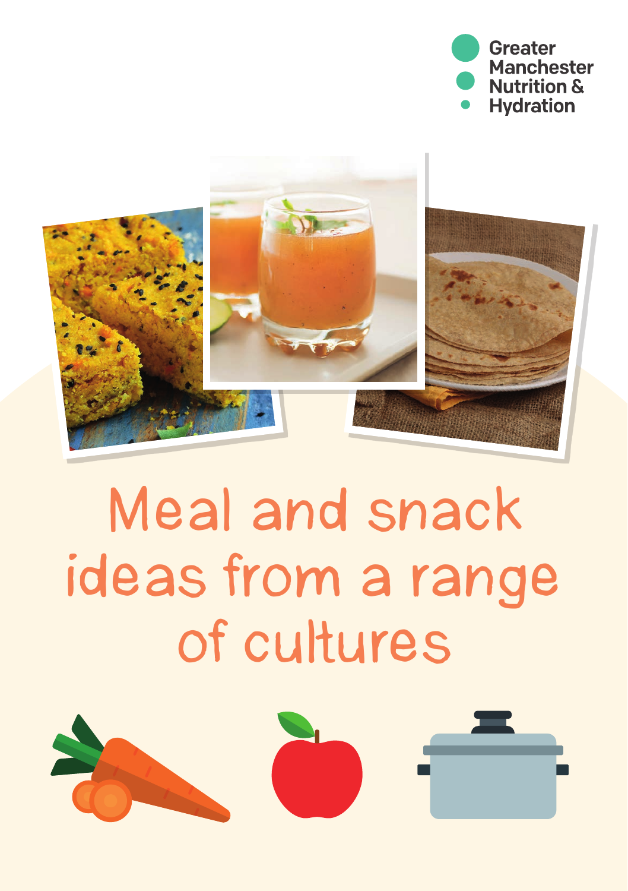Greater Manchester Nutrition & Hydration

# Meal and snack ideas from a range of cultures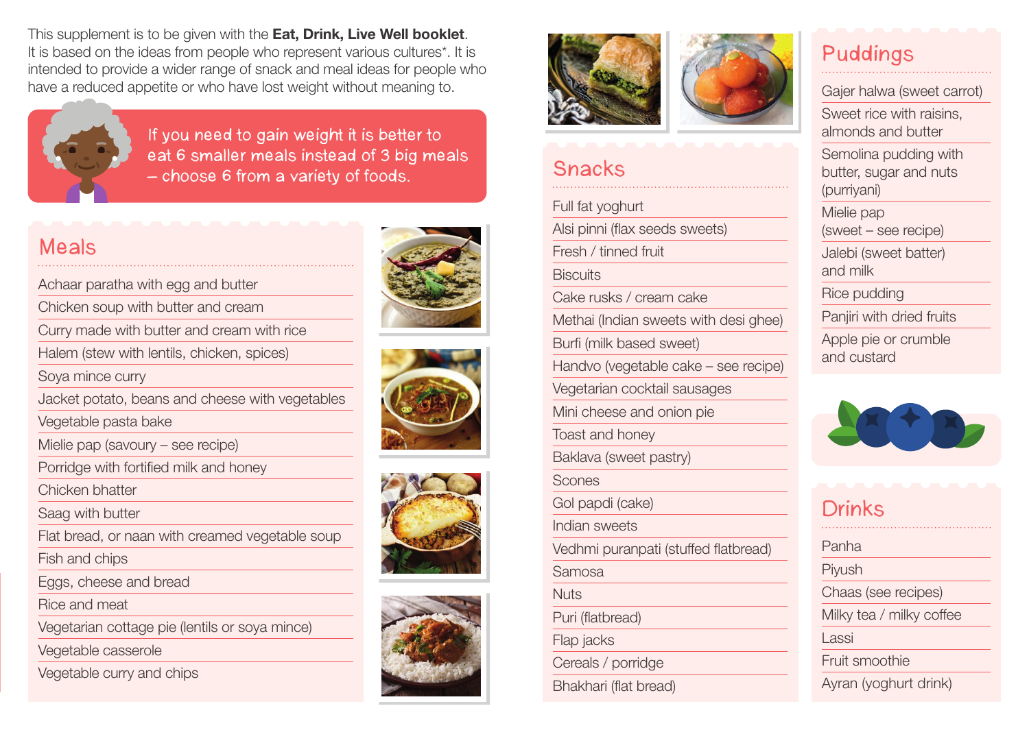This supplement is to be given with the **Eat, Drink, Live Well booklet**. It is based on the ideas from people who represent various cultures*. It is intended to provide a wider range of snack and meal ideas for people who have a reduced appetite or who have lost weight without meaning to.

If you need to gain weight it is better to eat 6 smaller meals instead of 3 big meals – choose 6 from a variety of foods.

## Meals

- Achaar paratha with egg and butter
- Chicken soup with butter and cream
- Curry made with butter and cream with rice
- Halem (stew with lentils, chicken, spices)
- Soya mince curry
- Jacket potato, beans and cheese with vegetables
- Vegetable pasta bake
- Mielie pap (savoury – see recipe)
- Porridge with fortified milk and honey
- Chicken bhatter
- Saag with butter
- Flat bread, or naan with creamed vegetable soup
- Fish and chips
- Eggs, cheese and bread
- Rice and meat
- Vegetarian cottage pie (lentils or soya mince)
- Vegetable casserole
- Vegetable curry and chips

## Snacks

- Full fat yoghurt
- Alsi pinni (flax seeds sweets)
- Fresh / tinned fruit
- Biscuits
- Cake rusks / cream cake
- Methai (Indian sweets with desi ghee)
- Burfi (milk based sweet)
- Handvo (vegetable cake – see recipe)
- Vegetarian cocktail sausages
- Mini cheese and onion pie
- Toast and honey
- Baklava (sweet pastry)
- Scones
- Gol papdi (cake)
- Indian sweets
- Vedhmi puranpati (stuffed flatbread)
- Samosa
- Nuts
- Puri (flatbread)
- Flap jacks
- Cereals / porridge
- Bhakhari (flat bread)

## Puddings

- Gajer halwa (sweet carrot)
- Sweet rice with raisins, almonds and butter
- Semolina pudding with butter, sugar and nuts (purriyani)
- Mielie pap (sweet – see recipe)
- Jalebi (sweet batter) and milk
- Rice pudding
- Panjiri with dried fruits
- Apple pie or crumble and custard

## Drinks

- Panha
- Piyush
- Chaas (see recipes)
- Milky tea / milky coffee
- Lassi
- Fruit smoothie
- Ayran (yoghurt drink)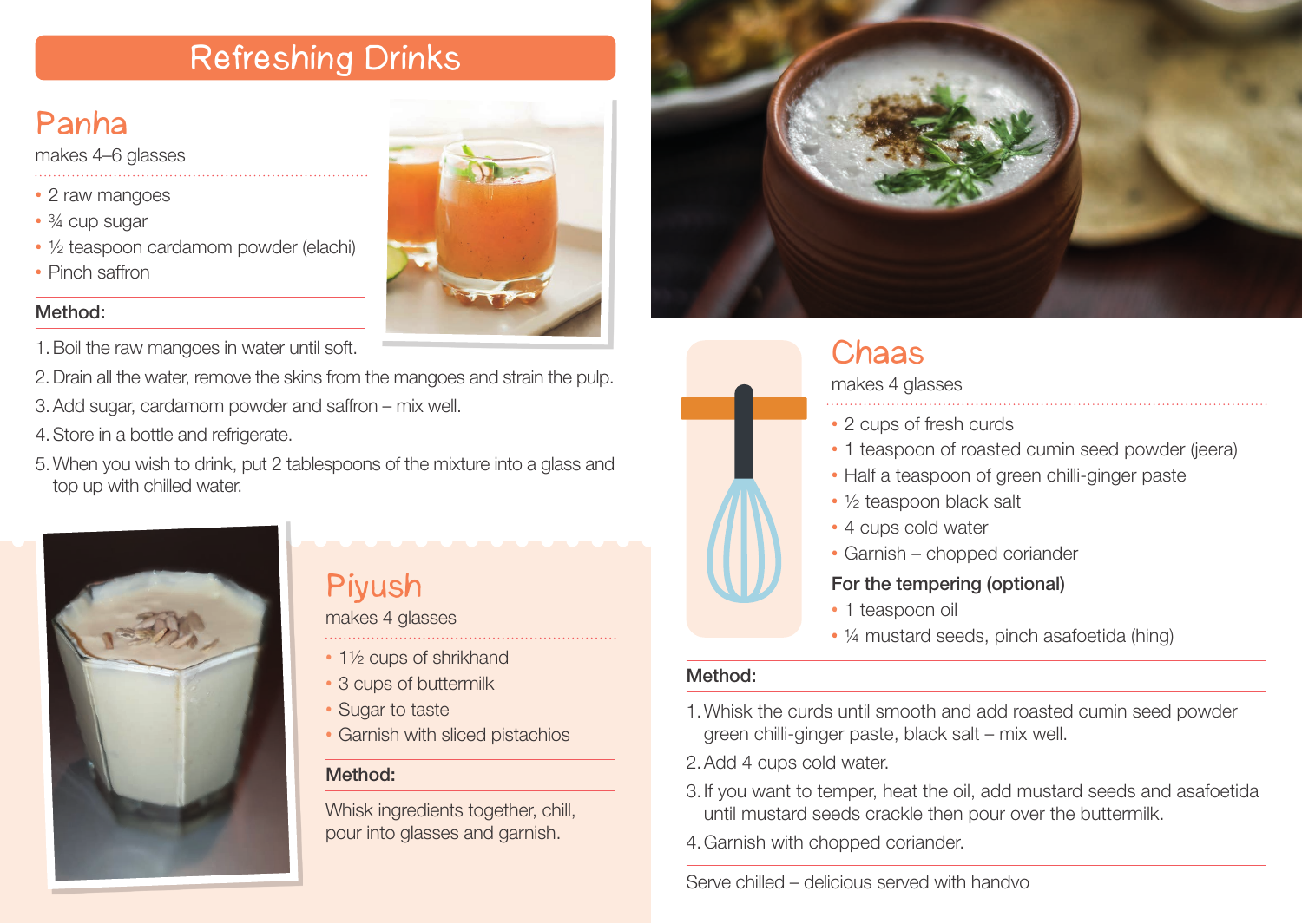# Refreshing Drinks

## Panha

makes 4–6 glasses

- 2 raw mangoes
- ¾ cup sugar
- ½ teaspoon cardamom powder (elachi)
- Pinch saffron

**Method:**

1. Boil the raw mangoes in water until soft.
2. Drain all the water, remove the skins from the mangoes and strain the pulp.
3. Add sugar, cardamom powder and saffron – mix well.
4. Store in a bottle and refrigerate.
5. When you wish to drink, put 2 tablespoons of the mixture into a glass and top up with chilled water.

## Piyush

makes 4 glasses

- 1½ cups of shrikhand
- 3 cups of buttermilk
- Sugar to taste
- Garnish with sliced pistachios

**Method:**

Whisk ingredients together, chill, pour into glasses and garnish.

## Chaas

makes 4 glasses

- 2 cups of fresh curds
- 1 teaspoon of roasted cumin seed powder (jeera)
- Half a teaspoon of green chilli-ginger paste
- ½ teaspoon black salt
- 4 cups cold water
- Garnish – chopped coriander

**For the tempering (optional)**

- 1 teaspoon oil
- ¼ mustard seeds, pinch asafoetida (hing)

**Method:**

1. Whisk the curds until smooth and add roasted cumin seed powder green chilli-ginger paste, black salt – mix well.
2. Add 4 cups cold water.
3. If you want to temper, heat the oil, add mustard seeds and asafoetida until mustard seeds crackle then pour over the buttermilk.
4. Garnish with chopped coriander.

Serve chilled – delicious served with handvo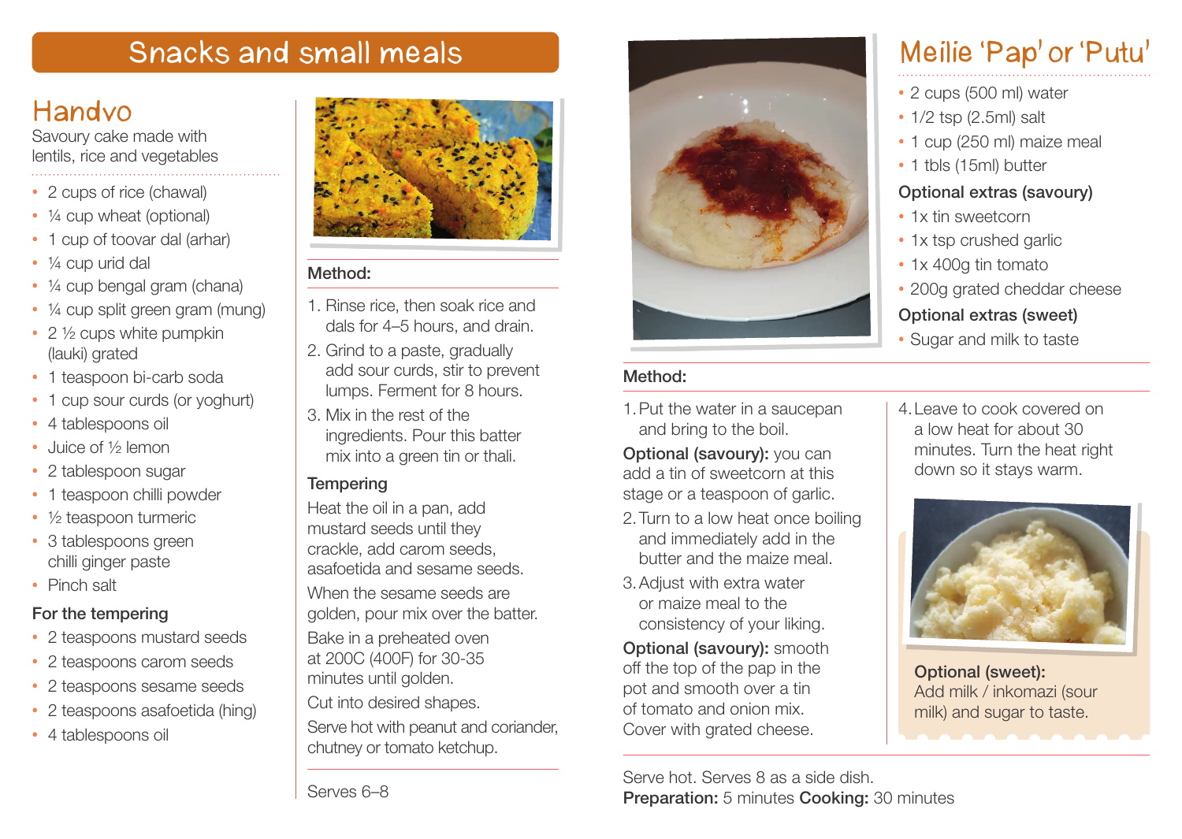# Snacks and small meals

## Handvo

Savoury cake made with lentils, rice and vegetables

- 2 cups of rice (chawal)
- ¼ cup wheat (optional)
- 1 cup of toovar dal (arhar)
- ¼ cup urid dal
- ¼ cup bengal gram (chana)
- ¼ cup split green gram (mung)
- 2 ½ cups white pumpkin (lauki) grated
- 1 teaspoon bi-carb soda
- 1 cup sour curds (or yoghurt)
- 4 tablespoons oil
- Juice of ½ lemon
- 2 tablespoon sugar
- 1 teaspoon chilli powder
- ½ teaspoon turmeric
- 3 tablespoons green chilli ginger paste
- Pinch salt

### For the tempering

- 2 teaspoons mustard seeds
- 2 teaspoons carom seeds
- 2 teaspoons sesame seeds
- 2 teaspoons asafoetida (hing)
- 4 tablespoons oil

### Method:

1. Rinse rice, then soak rice and dals for 4–5 hours, and drain.
2. Grind to a paste, gradually add sour curds, stir to prevent lumps. Ferment for 8 hours.
3. Mix in the rest of the ingredients. Pour this batter mix into a green tin or thali.

### Tempering

Heat the oil in a pan, add mustard seeds until they crackle, add carom seeds, asafoetida and sesame seeds.

When the sesame seeds are golden, pour mix over the batter.

Bake in a preheated oven at 200C (400F) for 30-35 minutes until golden.

Cut into desired shapes.

Serve hot with peanut and coriander, chutney or tomato ketchup.

Serves 6–8

## Meilie 'Pap' or 'Putu'

- 2 cups (500 ml) water
- 1/2 tsp (2.5ml) salt
- 1 cup (250 ml) maize meal
- 1 tbls (15ml) butter

### Optional extras (savoury)

- 1x tin sweetcorn
- 1x tsp crushed garlic
- 1x 400g tin tomato
- 200g grated cheddar cheese

### Optional extras (sweet)

- Sugar and milk to taste

### Method:

1. Put the water in a saucepan and bring to the boil.

**Optional (savoury):** you can add a tin of sweetcorn at this stage or a teaspoon of garlic.

2. Turn to a low heat once boiling and immediately add in the butter and the maize meal.
3. Adjust with extra water or maize meal to the consistency of your liking.

**Optional (savoury):** smooth off the top of the pap in the pot and smooth over a tin of tomato and onion mix. Cover with grated cheese.

4. Leave to cook covered on a low heat for about 30 minutes. Turn the heat right down so it stays warm.

**Optional (sweet):** Add milk / inkomazi (sour milk) and sugar to taste.

Serve hot. Serves 8 as a side dish.
**Preparation:** 5 minutes **Cooking:** 30 minutes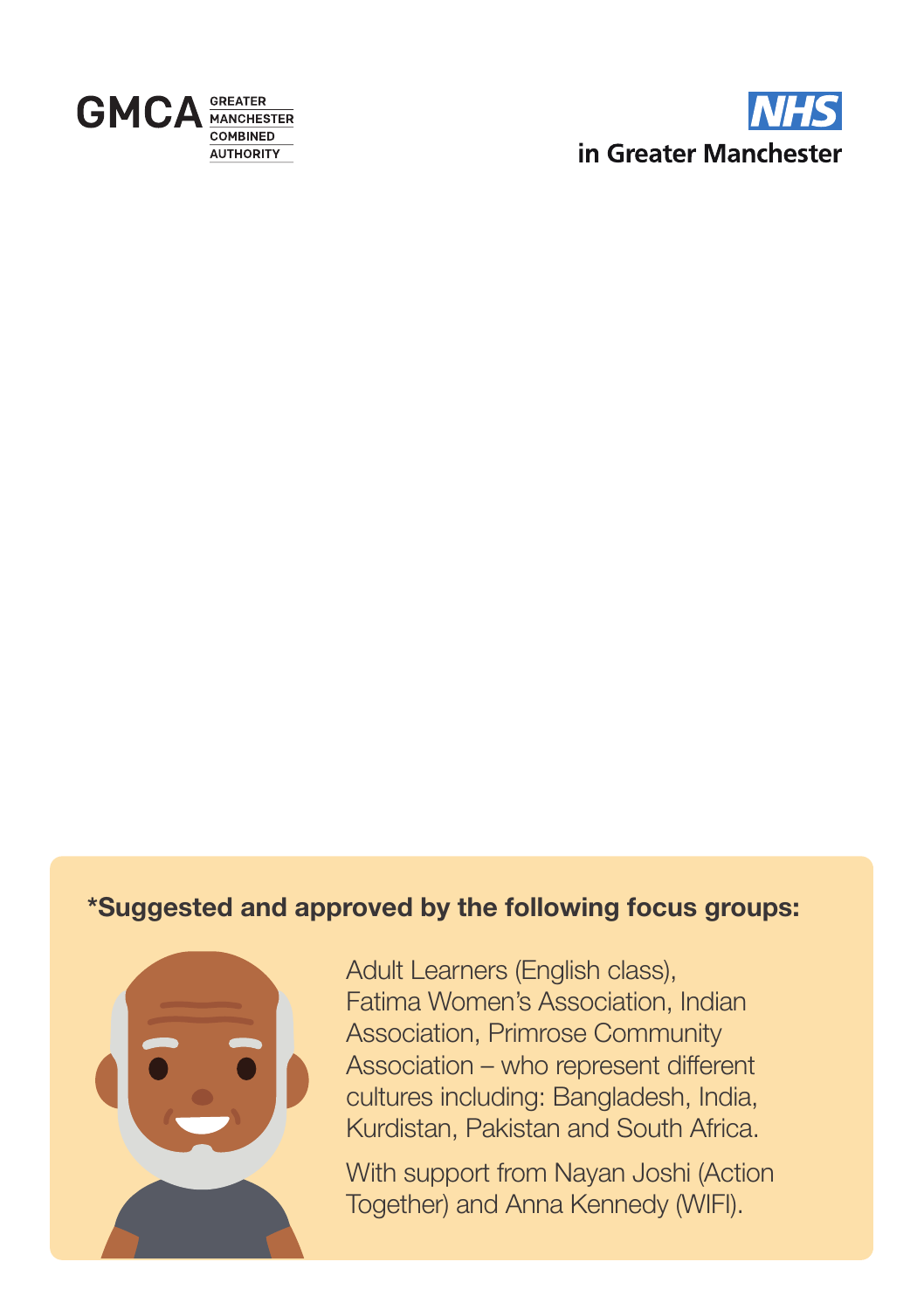GMCA GREATER MANCHESTER COMBINED AUTHORITY

NHS in Greater Manchester

**\*Suggested and approved by the following focus groups:**

Adult Learners (English class), Fatima Women's Association, Indian Association, Primrose Community Association – who represent different cultures including: Bangladesh, India, Kurdistan, Pakistan and South Africa.

With support from Nayan Joshi (Action Together) and Anna Kennedy (WIFI).